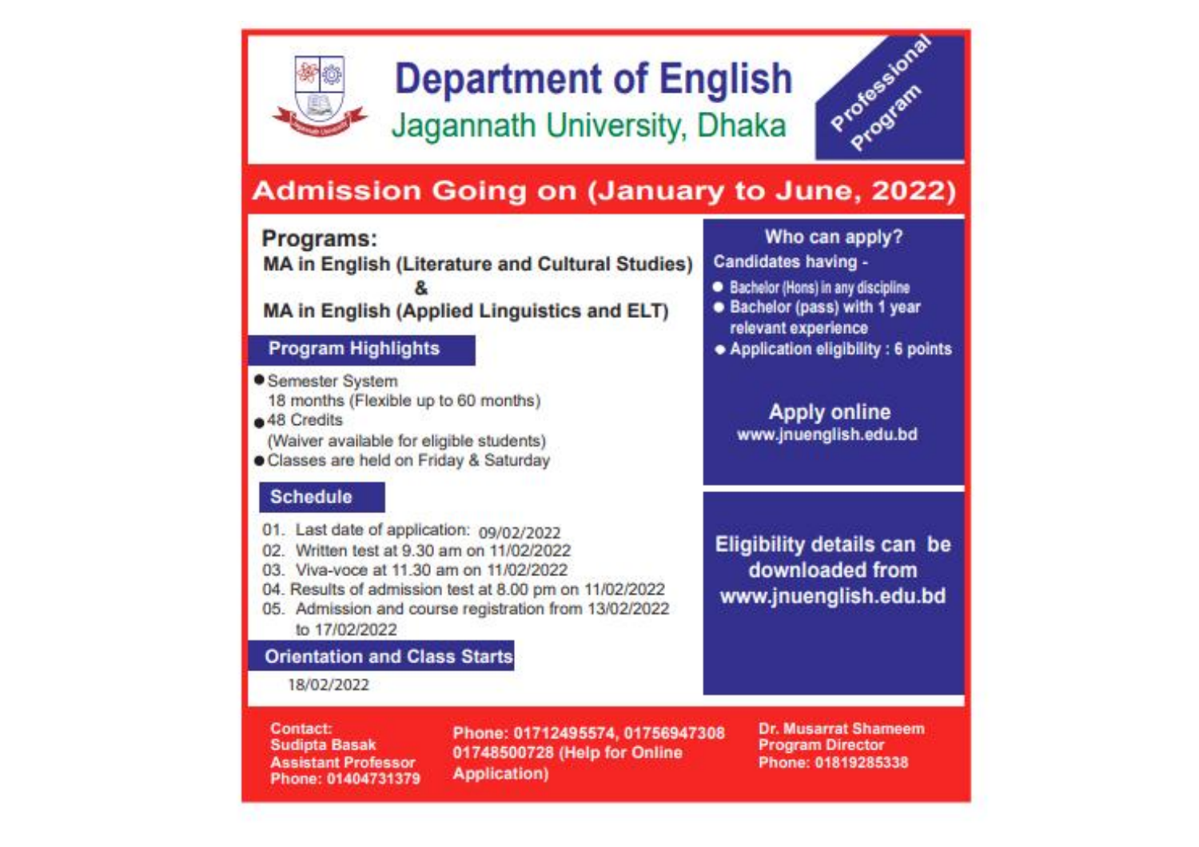# Department of English

## Jagannath University, Dhaka

Professional Program

## Admission Going on (January to June, 2022)

### Programs:

**MA in English (Literature and Cultural Studies)**

**&**

**MA in English (Applied Linguistics and ELT)**

### Program Highlights

- Semester System
  18 months (Flexible up to 60 months)
- 48 Credits
  (Waiver available for eligible students)
- Classes are held on Friday & Saturday

### Schedule

01. Last date of application: 09/02/2022
02. Written test at 9.30 am on 11/02/2022
03. Viva-voce at 11.30 am on 11/02/2022
04. Results of admission test at 8.00 pm on 11/02/2022
05. Admission and course registration from 13/02/2022 to 17/02/2022

### Orientation and Class Starts

18/02/2022

### Who can apply?

Candidates having -

- Bachelor (Hons) in any discipline
- Bachelor (pass) with 1 year relevant experience
- Application eligibility : 6 points

**Apply online**
**www.jnuenglish.edu.bd**

**Eligibility details can be downloaded from www.jnuenglish.edu.bd**

**Contact:**
**Sudipta Basak**
**Assistant Professor**
**Phone: 01404731379**

**Phone: 01712495574, 01756947308**
**01748500728 (Help for Online Application)**

**Dr. Musarrat Shameem**
**Program Director**
**Phone: 01819285338**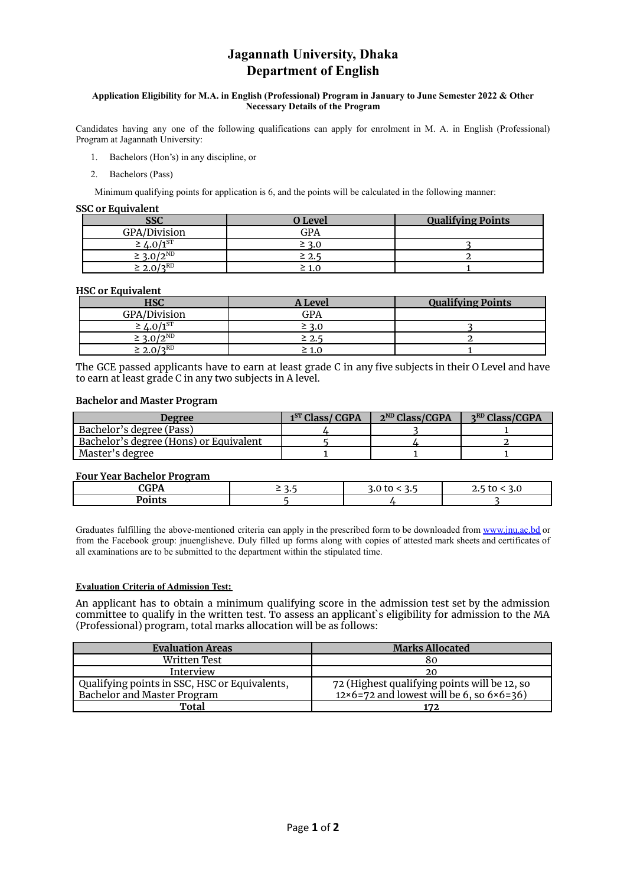# Jagannath University, Dhaka
## Department of English

**Application Eligibility for M.A. in English (Professional) Program in January to June Semester 2022 & Other Necessary Details of the Program**

Candidates having any one of the following qualifications can apply for enrolment in M. A. in English (Professional) Program at Jagannath University:

1. Bachelors (Hon's) in any discipline, or
2. Bachelors (Pass)

Minimum qualifying points for application is 6, and the points will be calculated in the following manner:

**SSC or Equivalent**

| SSC | O Level | Qualifying Points |
|---|---|---|
| GPA/Division | GPA | |
| ≥ 4.0/1ST | ≥ 3.0 | 3 |
| ≥ 3.0/2ND | ≥ 2.5 | 2 |
| ≥ 2.0/3RD | ≥ 1.0 | 1 |

**HSC or Equivalent**

| HSC | A Level | Qualifying Points |
|---|---|---|
| GPA/Division | GPA | |
| ≥ 4.0/1ST | ≥ 3.0 | 3 |
| ≥ 3.0/2ND | ≥ 2.5 | 2 |
| ≥ 2.0/3RD | ≥ 1.0 | 1 |

The GCE passed applicants have to earn at least grade C in any five subjects in their O Level and have to earn at least grade C in any two subjects in A level.

**Bachelor and Master Program**

| Degree | 1ST Class/ CGPA | 2ND Class/CGPA | 3RD Class/CGPA |
|---|---|---|---|
| Bachelor's degree (Pass) | 4 | 3 | 1 |
| Bachelor's degree (Hons) or Equivalent | 5 | 4 | 2 |
| Master's degree | 1 | 1 | 1 |

**Four Year Bachelor Program**

| CGPA | ≥ 3.5 | 3.0 to < 3.5 | 2.5 to < 3.0 |
|---|---|---|---|
| Points | 5 | 4 | 3 |

Graduates fulfilling the above-mentioned criteria can apply in the prescribed form to be downloaded from www.jnu.ac.bd or from the Facebook group: jnuenglisheve. Duly filled up forms along with copies of attested mark sheets and certificates of all examinations are to be submitted to the department within the stipulated time.

**Evaluation Criteria of Admission Test:**

An applicant has to obtain a minimum qualifying score in the admission test set by the admission committee to qualify in the written test. To assess an applicant`s eligibility for admission to the MA (Professional) program, total marks allocation will be as follows:

| Evaluation Areas | Marks Allocated |
|---|---|
| Written Test | 80 |
| Interview | 20 |
| Qualifying points in SSC, HSC or Equivalents, Bachelor and Master Program | 72 (Highest qualifying points will be 12, so 12×6=72 and lowest will be 6, so 6×6=36) |
| **Total** | **172** |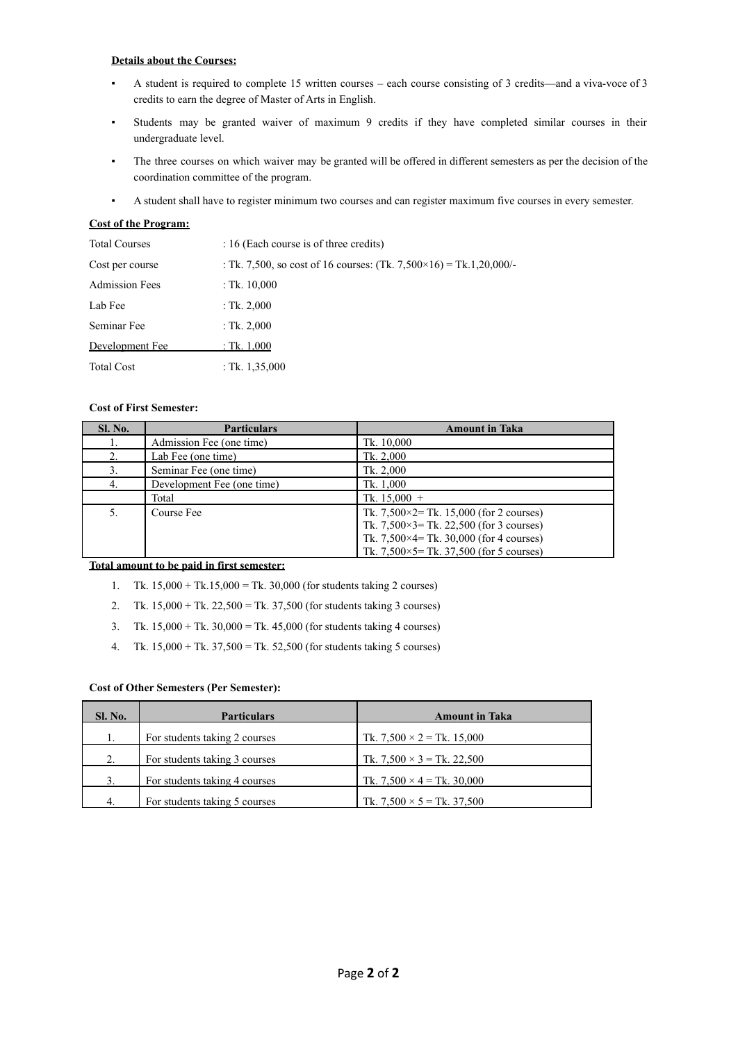**Details about the Courses:**

- A student is required to complete 15 written courses – each course consisting of 3 credits—and a viva-voce of 3 credits to earn the degree of Master of Arts in English.
- Students may be granted waiver of maximum 9 credits if they have completed similar courses in their undergraduate level.
- The three courses on which waiver may be granted will be offered in different semesters as per the decision of the coordination committee of the program.
- A student shall have to register minimum two courses and can register maximum five courses in every semester.

**Cost of the Program:**

| | |
|---|---|
| Total Courses | : 16 (Each course is of three credits) |
| Cost per course | : Tk. 7,500, so cost of 16 courses: (Tk. 7,500×16) = Tk.1,20,000/- |
| Admission Fees | : Tk. 10,000 |
| Lab Fee | : Tk. 2,000 |
| Seminar Fee | : Tk. 2,000 |
| Development Fee | : Tk. 1,000 |
| Total Cost | : Tk. 1,35,000 |

**Cost of First Semester:**

| Sl. No. | Particulars | Amount in Taka |
|---|---|---|
| 1. | Admission Fee (one time) | Tk. 10,000 |
| 2. | Lab Fee (one time) | Tk. 2,000 |
| 3. | Seminar Fee (one time) | Tk. 2,000 |
| 4. | Development Fee (one time) | Tk. 1,000 |
| | Total | Tk. 15,000 + |
| 5. | Course Fee | Tk. 7,500×2= Tk. 15,000 (for 2 courses)<br>Tk. 7,500×3= Tk. 22,500 (for 3 courses)<br>Tk. 7,500×4= Tk. 30,000 (for 4 courses)<br>Tk. 7,500×5= Tk. 37,500 (for 5 courses) |

**Total amount to be paid in first semester:**

1. Tk. 15,000 + Tk.15,000 = Tk. 30,000 (for students taking 2 courses)
2. Tk. 15,000 + Tk. 22,500 = Tk. 37,500 (for students taking 3 courses)
3. Tk. 15,000 + Tk. 30,000 = Tk. 45,000 (for students taking 4 courses)
4. Tk. 15,000 + Tk. 37,500 = Tk. 52,500 (for students taking 5 courses)

**Cost of Other Semesters (Per Semester):**

| Sl. No. | Particulars | Amount in Taka |
|---|---|---|
| 1. | For students taking 2 courses | Tk. 7,500 × 2 = Tk. 15,000 |
| 2. | For students taking 3 courses | Tk. 7,500 × 3 = Tk. 22,500 |
| 3. | For students taking 4 courses | Tk. 7,500 × 4 = Tk. 30,000 |
| 4. | For students taking 5 courses | Tk. 7,500 × 5 = Tk. 37,500 |